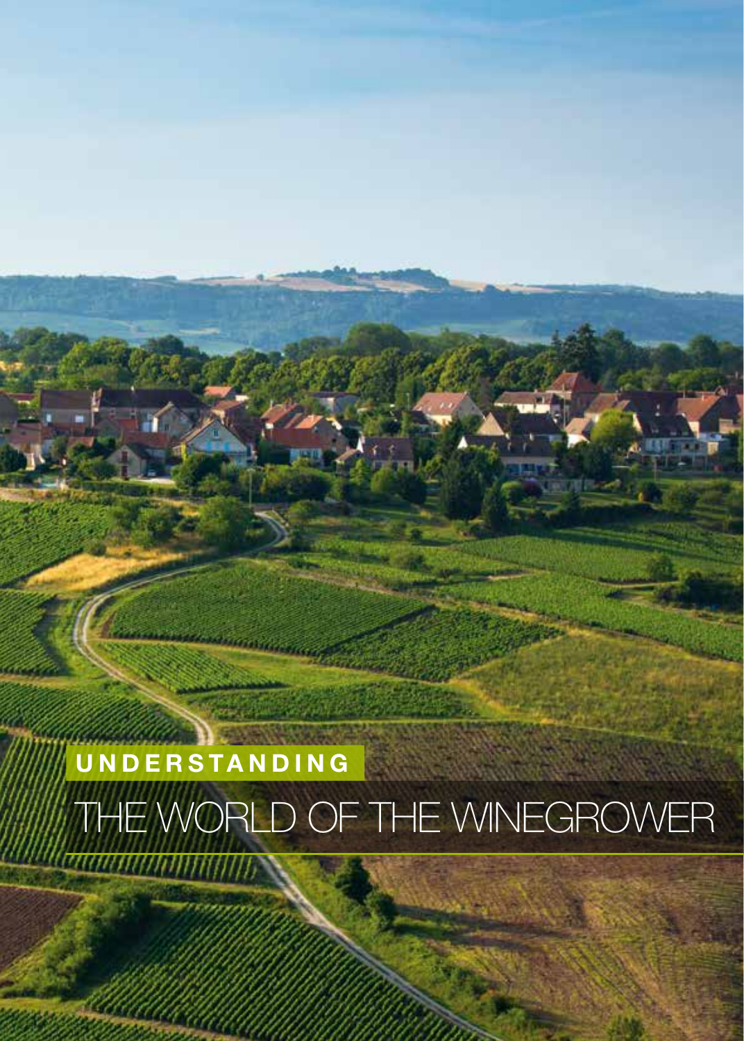# UNDERSTANDING

# THE WORLD OF THE WINEGROWER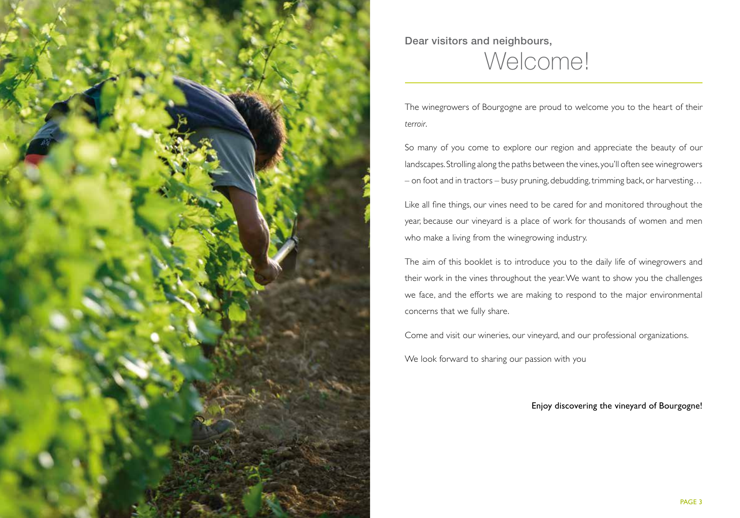Dear visitors and neighbours,

# Welcome!

The winegrowers of Bourgogne are proud to welcome you to the heart of their *terroir*.

So many of you come to explore our region and appreciate the beauty of our landscapes. Strolling along the paths between the vines, you'll often see winegrowers – on foot and in tractors – busy pruning, debudding, trimming back, or harvesting…

Like all fine things, our vines need to be cared for and monitored throughout the year, because our vineyard is a place of work for thousands of women and men who make a living from the winegrowing industry.

The aim of this booklet is to introduce you to the daily life of winegrowers and their work in the vines throughout the year. We want to show you the challenges we face, and the efforts we are making to respond to the major environmental concerns that we fully share.

Come and visit our wineries, our vineyard, and our professional organizations.

We look forward to sharing our passion with you

Enjoy discovering the vineyard of Bourgogne!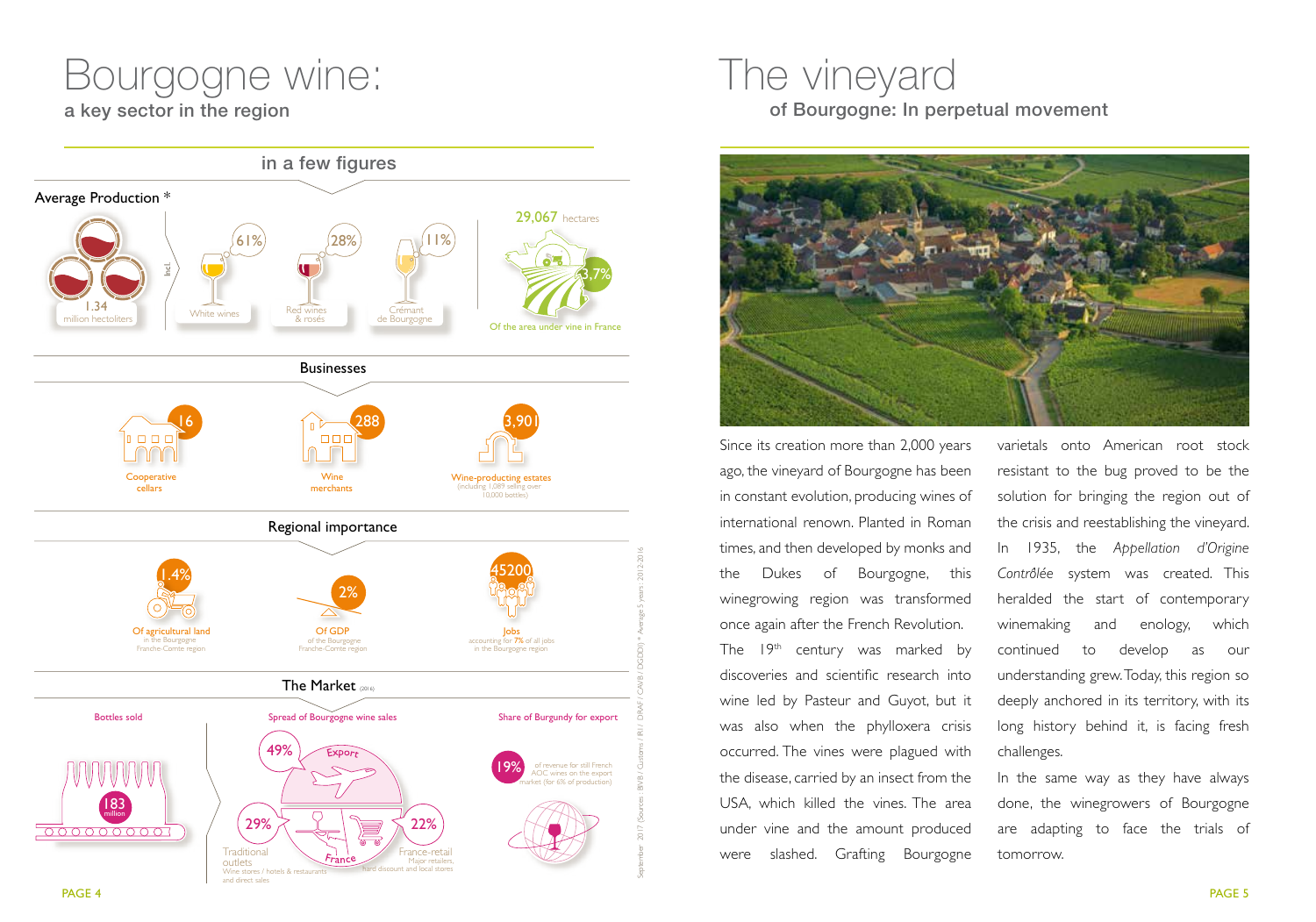# Bourgogne wine:

## a key sector in the region

### in a few figures

**Average Production** *

1.34 million hectoliters

incl.

- 61% White wines
- 28% Red wines & rosés
- 11% Crémant de Bourgogne

29,067 hectares

3,7% Of the area under vine in France

**Businesses**

- 16 Cooperative cellars
- 288 Wine merchants
- 3,901 Wine-producting estates (including 1,089 selling over 10,000 bottles)

**Regional importance**

- 1.4% Of agricultural land in the Bourgogne Franche-Comte region
- 2% Of GDP of the Bourgogne Franche-Comte region
- 45200 Jobs accounting for **7%** of all jobs in the Bourgogne region

**The Market** (2016)

Bottles sold: 183 million

Spread of Bourgogne wine sales:

- 49% Export
- France:
  - 29% Traditional outlets (Wine stores / hotels & restaurants and direct sales)
  - 22% France-retail (Major retailers, hard discount and local stores)

Share of Burgundy for export: 19% of revenue for still French AOC wines on the export market (for 6% of production)

September 2017 (Sources : BIVB / Customs / IRI / DRAAF / CAVB / DGDDI) * Average 5 years : 2012-2016

# The vineyard

## of Bourgogne: In perpetual movement

Since its creation more than 2,000 years ago, the vineyard of Bourgogne has been in constant evolution, producing wines of international renown. Planted in Roman times, and then developed by monks and the Dukes of Bourgogne, this winegrowing region was transformed once again after the French Revolution. The 19th century was marked by discoveries and scientific research into wine led by Pasteur and Guyot, but it was also when the phylloxera crisis occurred. The vines were plagued with the disease, carried by an insect from the USA, which killed the vines. The area under vine and the amount produced were slashed. Grafting Bourgogne varietals onto American root stock resistant to the bug proved to be the solution for bringing the region out of the crisis and reestablishing the vineyard. In 1935, the *Appellation d'Origine Contrôlée* system was created. This heralded the start of contemporary winemaking and enology, which continued to develop as our understanding grew. Today, this region so deeply anchored in its territory, with its long history behind it, is facing fresh challenges.

In the same way as they have always done, the winegrowers of Bourgogne are adapting to face the trials of tomorrow.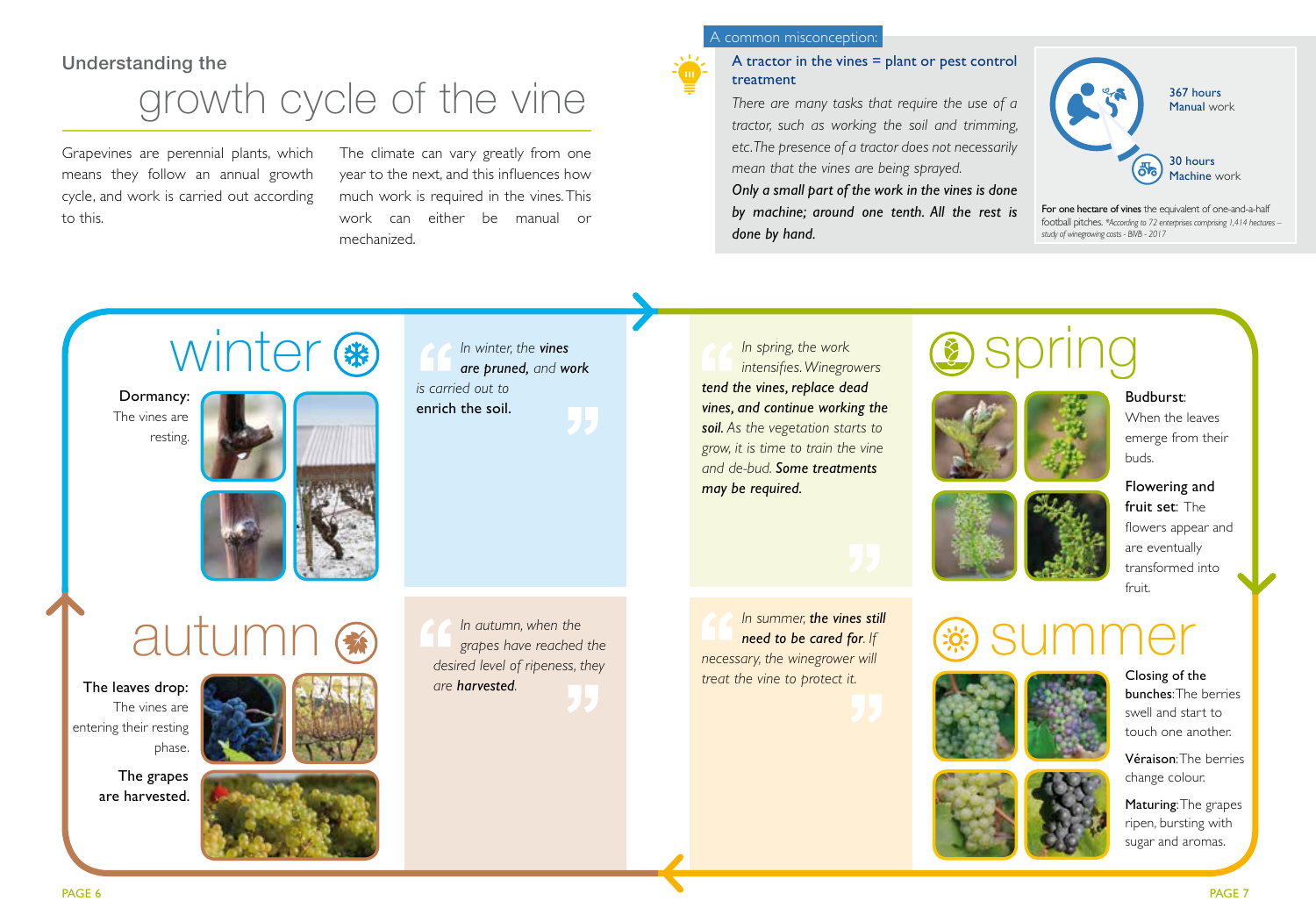## Understanding the

# growth cycle of the vine

Grapevines are perennial plants, which means they follow an annual growth cycle, and work is carried out according to this.

The climate can vary greatly from one year to the next, and this influences how much work is required in the vines. This work can either be manual or mechanized.

**A common misconception:**

**A tractor in the vines = plant or pest control treatment**

*There are many tasks that require the use of a tractor, such as working the soil and trimming, etc. The presence of a tractor does not necessarily mean that the vines are being sprayed.*

***Only a small part of the work in the vines is done by machine; around one tenth. All the rest is done by hand.***

**367 hours** Manual work

**30 hours** Machine work

**For one hectare of vines** the equivalent of one-and-a-half football pitches. *\*According to 72 enterprises comprising 1,414 hectares – study of winegrowing costs - BIVB - 2017*

## winter

**Dormancy:** The vines are resting.

*In winter, the* ***vines are pruned,*** *and* **work** *is carried out to* **enrich the soil.**

## spring

*In spring, the work intensifies. Winegrowers* ***tend the vines, replace dead vines, and continue working the soil.*** *As the vegetation starts to grow, it is time to train the vine and de-bud.* ***Some treatments may be required.***

**Budburst:** When the leaves emerge from their buds.

**Flowering and fruit set:** The flowers appear and are eventually transformed into fruit.

## summer

*In summer,* ***the vines still need to be cared for.*** *If necessary, the winegrower will treat the vine to protect it.*

**Closing of the bunches:** The berries swell and start to touch one another.

**Véraison:** The berries change colour.

**Maturing:** The grapes ripen, bursting with sugar and aromas.

## autumn

*In autumn, when the grapes have reached the desired level of ripeness, they are* ***harvested.***

**The leaves drop:** The vines are entering their resting phase.

**The grapes are harvested.**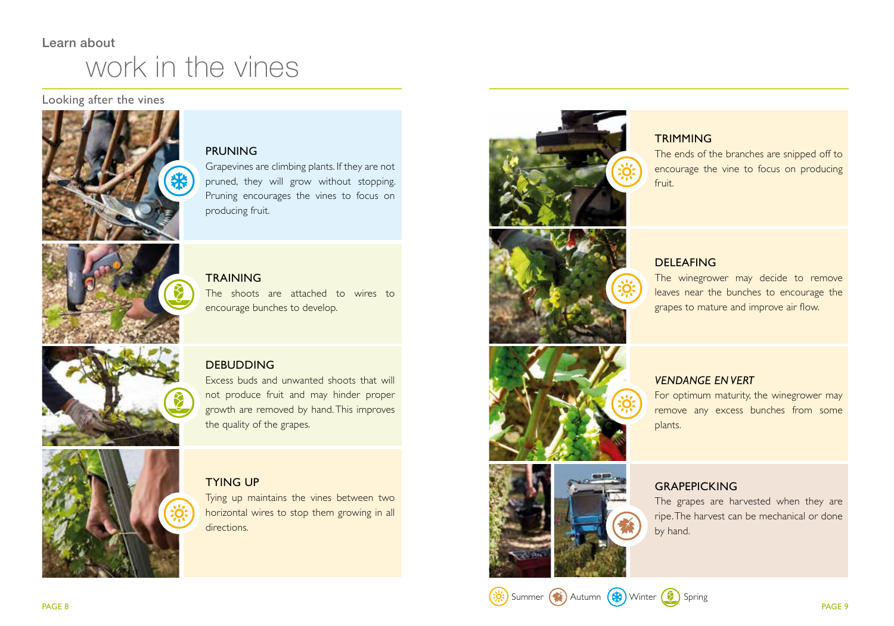Learn about

# work in the vines

## Looking after the vines

### PRUNING

Grapevines are climbing plants. If they are not pruned, they will grow without stopping. Pruning encourages the vines to focus on producing fruit.

### TRAINING

The shoots are attached to wires to encourage bunches to develop.

### DEBUDDING

Excess buds and unwanted shoots that will not produce fruit and may hinder proper growth are removed by hand. This improves the quality of the grapes.

### TYING UP

Tying up maintains the vines between two horizontal wires to stop them growing in all directions.

### TRIMMING

The ends of the branches are snipped off to encourage the vine to focus on producing fruit.

### DELEAFING

The winegrower may decide to remove leaves near the bunches to encourage the grapes to mature and improve air flow.

### *VENDANGE EN VERT*

For optimum maturity, the winegrower may remove any excess bunches from some plants.

### GRAPEPICKING

The grapes are harvested when they are ripe. The harvest can be mechanical or done by hand.

Summer  Autumn  Winter  Spring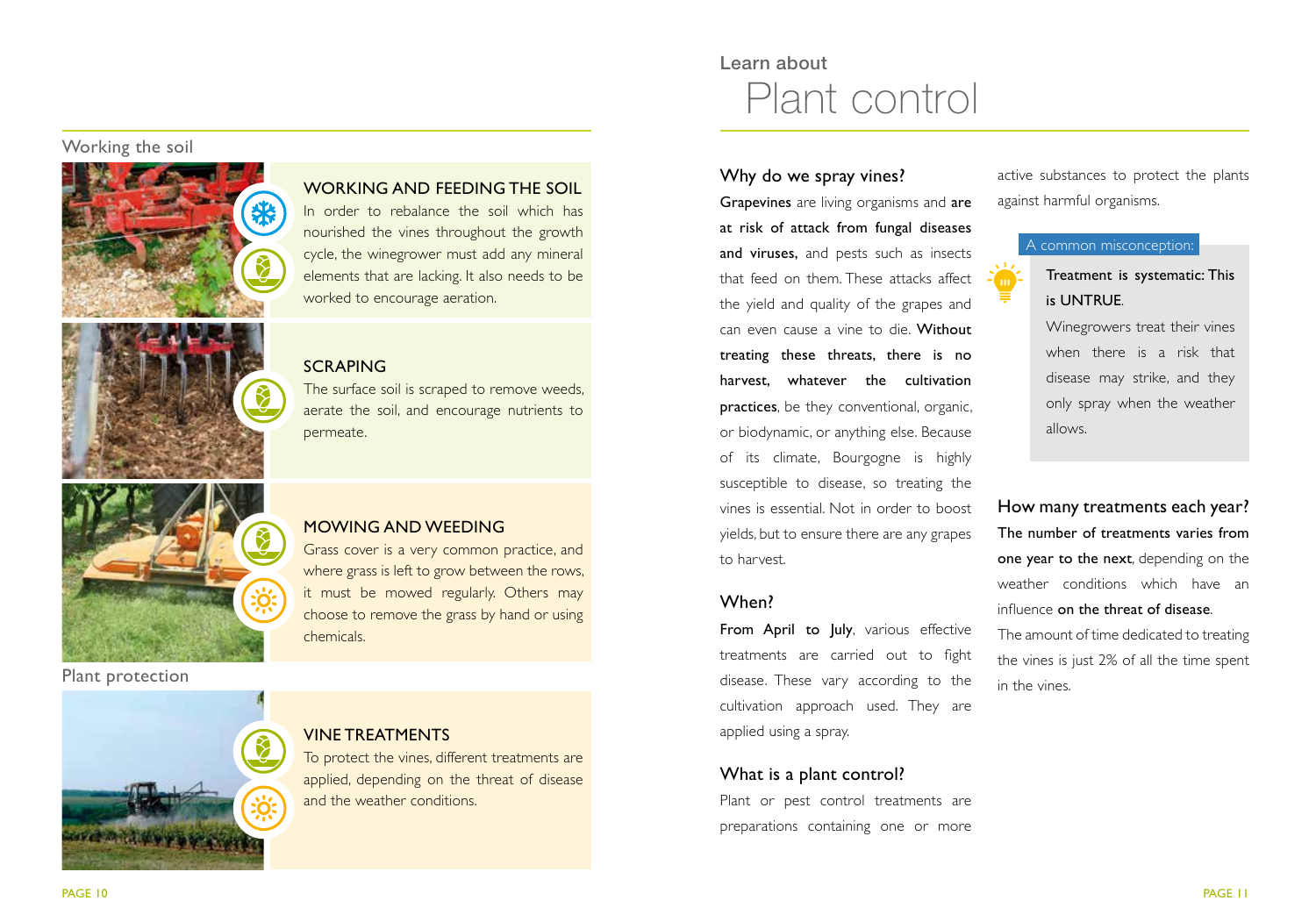## Working the soil

### WORKING AND FEEDING THE SOIL

In order to rebalance the soil which has nourished the vines throughout the growth cycle, the winegrower must add any mineral elements that are lacking. It also needs to be worked to encourage aeration.

### SCRAPING

The surface soil is scraped to remove weeds, aerate the soil, and encourage nutrients to permeate.

### MOWING AND WEEDING

Grass cover is a very common practice, and where grass is left to grow between the rows, it must be mowed regularly. Others may choose to remove the grass by hand or using chemicals.

## Plant protection

### VINE TREATMENTS

To protect the vines, different treatments are applied, depending on the threat of disease and the weather conditions.

Learn about

# Plant control

### Why do we spray vines?

**Grapevines** are living organisms and **are at risk of attack from fungal diseases and viruses,** and pests such as insects that feed on them. These attacks affect the yield and quality of the grapes and can even cause a vine to die. **Without treating these threats, there is no harvest, whatever the cultivation practices**, be they conventional, organic, or biodynamic, or anything else. Because of its climate, Bourgogne is highly susceptible to disease, so treating the vines is essential. Not in order to boost yields, but to ensure there are any grapes to harvest.

### When?

**From April to July**, various effective treatments are carried out to fight disease. These vary according to the cultivation approach used. They are applied using a spray.

### What is a plant control?

Plant or pest control treatments are preparations containing one or more active substances to protect the plants against harmful organisms.

**A common misconception:**

**Treatment is systematic: This is UNTRUE.**

Winegrowers treat their vines when there is a risk that disease may strike, and they only spray when the weather allows.

### How many treatments each year?

**The number of treatments varies from one year to the next**, depending on the weather conditions which have an influence **on the threat of disease**.

The amount of time dedicated to treating the vines is just 2% of all the time spent in the vines.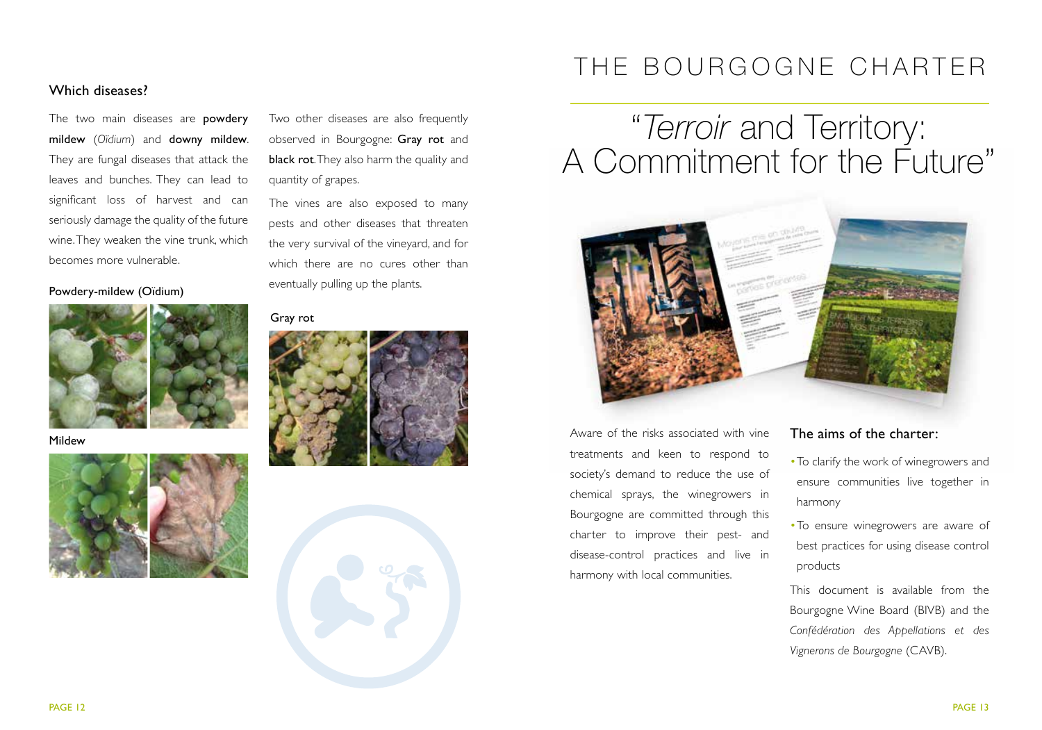## Which diseases?

The two main diseases are **powdery mildew** (*Oïdium*) and **downy mildew**. They are fungal diseases that attack the leaves and bunches. They can lead to significant loss of harvest and can seriously damage the quality of the future wine. They weaken the vine trunk, which becomes more vulnerable.

Powdery-mildew (Oïdium)

Mildew

Two other diseases are also frequently observed in Bourgogne: **Gray rot** and **black rot**. They also harm the quality and quantity of grapes.

The vines are also exposed to many pests and other diseases that threaten the very survival of the vineyard, and for which there are no cures other than eventually pulling up the plants.

Gray rot

# THE BOURGOGNE CHARTER

## "*Terroir* and Territory: A Commitment for the Future"

Aware of the risks associated with vine treatments and keen to respond to society's demand to reduce the use of chemical sprays, the winegrowers in Bourgogne are committed through this charter to improve their pest- and disease-control practices and live in harmony with local communities.

### The aims of the charter:

- To clarify the work of winegrowers and ensure communities live together in harmony
- To ensure winegrowers are aware of best practices for using disease control products

This document is available from the Bourgogne Wine Board (BIVB) and the *Confédération des Appellations et des Vignerons de Bourgogne* (CAVB).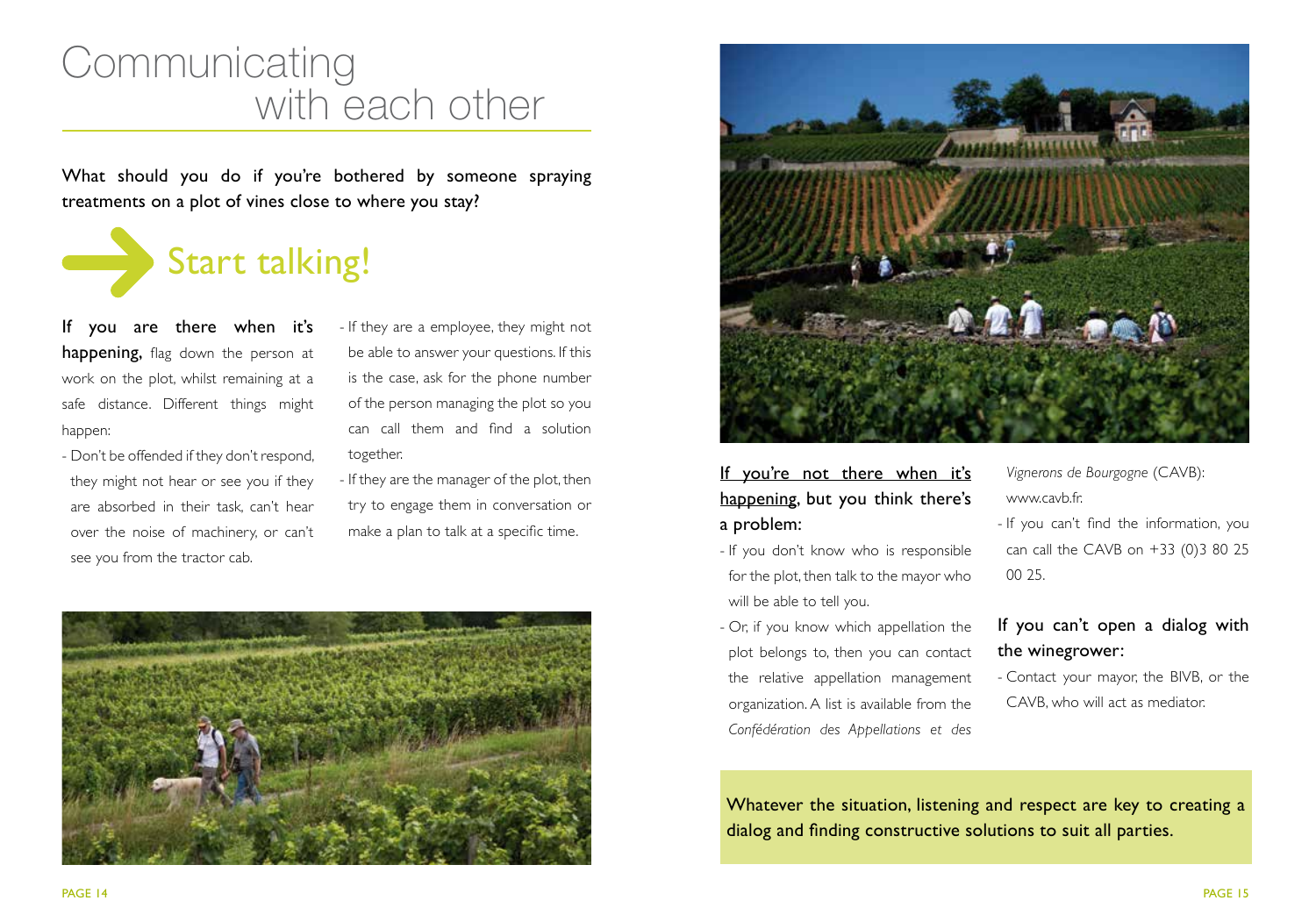# Communicating with each other

What should you do if you're bothered by someone spraying treatments on a plot of vines close to where you stay?

## Start talking!

**If you are there when it's happening,** flag down the person at work on the plot, whilst remaining at a safe distance. Different things might happen:

- Don't be offended if they don't respond, they might not hear or see you if they are absorbed in their task, can't hear over the noise of machinery, or can't see you from the tractor cab.
- If they are a employee, they might not be able to answer your questions. If this is the case, ask for the phone number of the person managing the plot so you can call them and find a solution together.
- If they are the manager of the plot, then try to engage them in conversation or make a plan to talk at a specific time.

**If you're not there when it's happening, but you think there's a problem:**

- If you don't know who is responsible for the plot, then talk to the mayor who will be able to tell you.
- Or, if you know which appellation the plot belongs to, then you can contact the relative appellation management organization. A list is available from the *Confédération des Appellations et des Vignerons de Bourgogne* (CAVB): www.cavb.fr.
- If you can't find the information, you can call the CAVB on +33 (0)3 80 25 00 25.

**If you can't open a dialog with the winegrower:**

- Contact your mayor, the BIVB, or the CAVB, who will act as mediator.

Whatever the situation, listening and respect are key to creating a dialog and finding constructive solutions to suit all parties.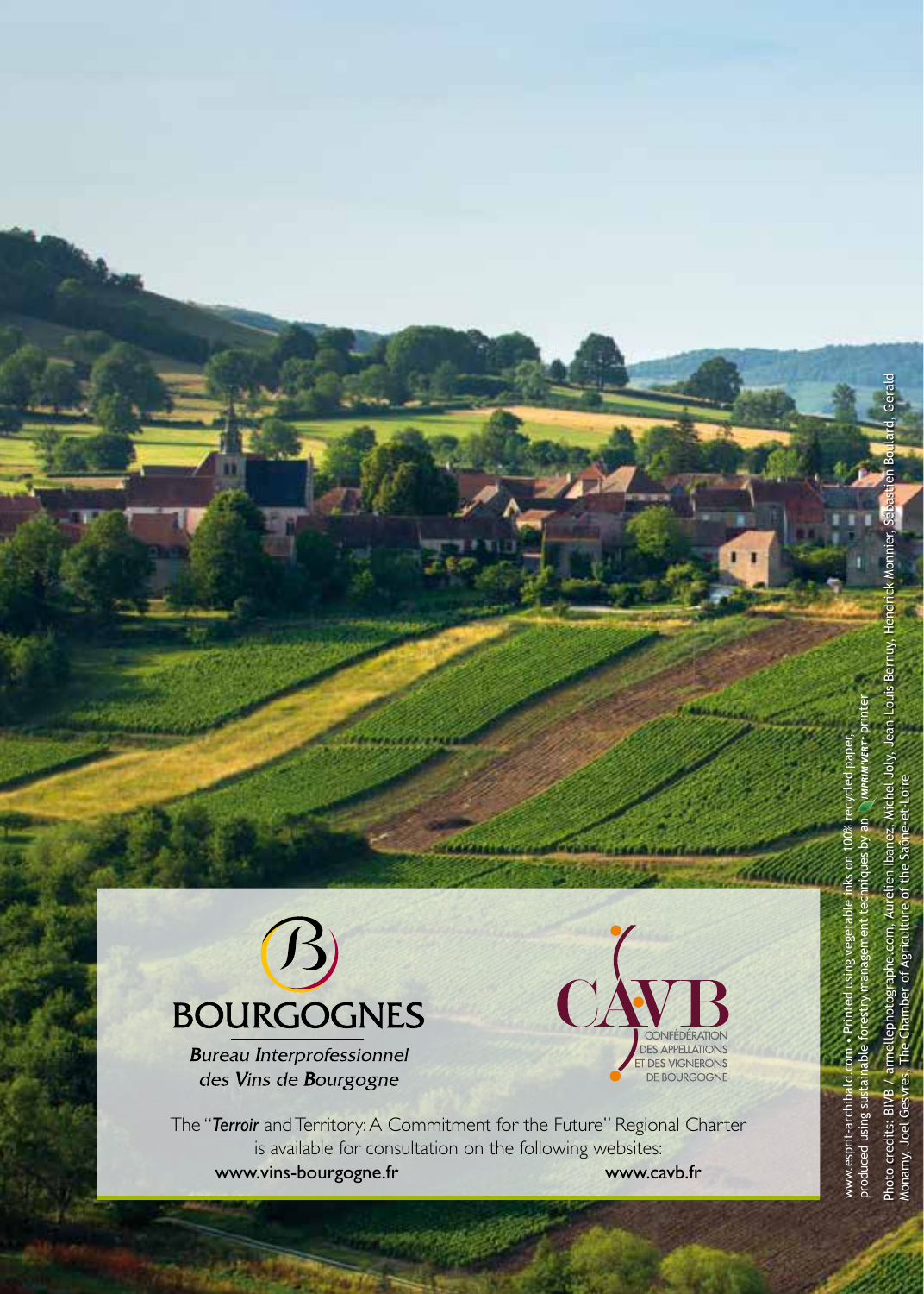BOURGOGNES

*Bureau Interprofessionnel des Vins de Bourgogne*

CAVB

CONFÉDÉRATION DES APPELLATIONS ET DES VIGNERONS DE BOURGOGNE

The "***Terroir*** and Territory: A Commitment for the Future" Regional Charter is available for consultation on the following websites:

www.vins-bourgogne.fr

www.cavb.fr

www.esprit-archibald.com • Printed using vegetable inks on 100% recycled paper, produced using sustainable forestry management techniques by an *IMPRIM'VERT*® printer

Photo credits: BIVB / armellephotographe.com, Aurélien Ibanez, Michel Joly, Jean-Louis Bernuy, Hendrick Monnier, Sébastien Boulard, Gérald Monamy, Joel Gesvres, The Chamber of Agriculture of the Saône-et-Loire